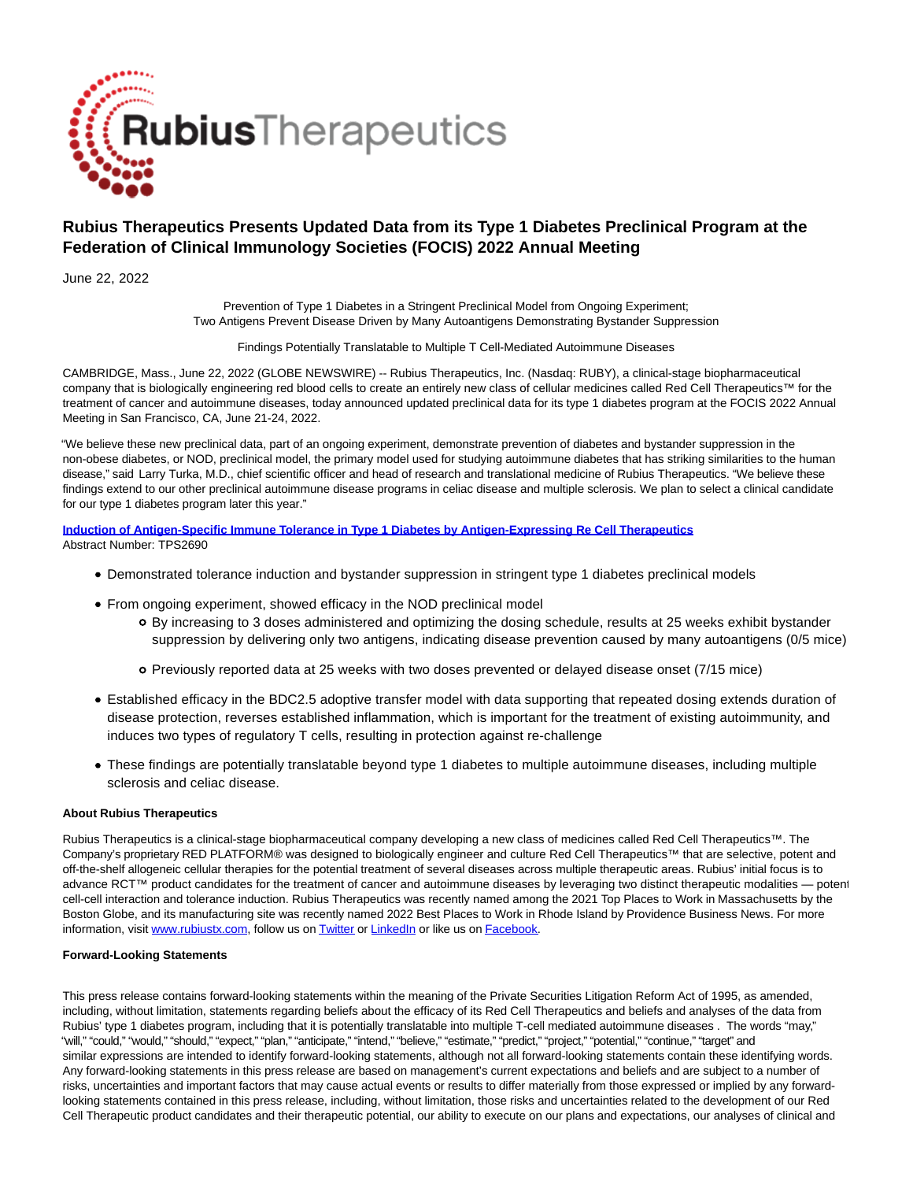# Rubius Therapeutics Presents Updated Data from its Type 1 Diabetes Preclinical Program at the Federation of Clinical Immunology Societies (FOCIS) 2022 Annual Meeting

June 22, 2022

Prevention of Type 1 Diabetes in a Stringent Preclinical Model from Ongoing Experiment;
Two Antigens Prevent Disease Driven by Many Autoantigens Demonstrating Bystander Suppression

Findings Potentially Translatable to Multiple T Cell-Mediated Autoimmune Diseases

CAMBRIDGE, Mass., June 22, 2022 (GLOBE NEWSWIRE) -- Rubius Therapeutics, Inc. (Nasdaq: RUBY), a clinical-stage biopharmaceutical company that is biologically engineering red blood cells to create an entirely new class of cellular medicines called Red Cell Therapeutics™ for the treatment of cancer and autoimmune diseases, today announced updated preclinical data for its type 1 diabetes program at the FOCIS 2022 Annual Meeting in San Francisco, CA, June 21-24, 2022.

"We believe these new preclinical data, part of an ongoing experiment, demonstrate prevention of diabetes and bystander suppression in the non-obese diabetes, or NOD, preclinical model, the primary model used for studying autoimmune diabetes that has striking similarities to the human disease," said Larry Turka, M.D., chief scientific officer and head of research and translational medicine of Rubius Therapeutics. "We believe these findings extend to our other preclinical autoimmune disease programs in celiac disease and multiple sclerosis. We plan to select a clinical candidate for our type 1 diabetes program later this year."

**Induction of Antigen-Specific Immune Tolerance in Type 1 Diabetes by Antigen-Expressing Re Cell Therapeutics**
Abstract Number: TPS2690

- Demonstrated tolerance induction and bystander suppression in stringent type 1 diabetes preclinical models
- From ongoing experiment, showed efficacy in the NOD preclinical model
  - By increasing to 3 doses administered and optimizing the dosing schedule, results at 25 weeks exhibit bystander suppression by delivering only two antigens, indicating disease prevention caused by many autoantigens (0/5 mice)
  - Previously reported data at 25 weeks with two doses prevented or delayed disease onset (7/15 mice)
- Established efficacy in the BDC2.5 adoptive transfer model with data supporting that repeated dosing extends duration of disease protection, reverses established inflammation, which is important for the treatment of existing autoimmunity, and induces two types of regulatory T cells, resulting in protection against re-challenge
- These findings are potentially translatable beyond type 1 diabetes to multiple autoimmune diseases, including multiple sclerosis and celiac disease.

**About Rubius Therapeutics**

Rubius Therapeutics is a clinical-stage biopharmaceutical company developing a new class of medicines called Red Cell Therapeutics™. The Company's proprietary RED PLATFORM® was designed to biologically engineer and culture Red Cell Therapeutics™ that are selective, potent and off-the-shelf allogeneic cellular therapies for the potential treatment of several diseases across multiple therapeutic areas. Rubius' initial focus is to advance RCT™ product candidates for the treatment of cancer and autoimmune diseases by leveraging two distinct therapeutic modalities — potent cell-cell interaction and tolerance induction. Rubius Therapeutics was recently named among the 2021 Top Places to Work in Massachusetts by the Boston Globe, and its manufacturing site was recently named 2022 Best Places to Work in Rhode Island by Providence Business News. For more information, visit www.rubiustx.com, follow us on Twitter or LinkedIn or like us on Facebook.

**Forward-Looking Statements**

This press release contains forward-looking statements within the meaning of the Private Securities Litigation Reform Act of 1995, as amended, including, without limitation, statements regarding beliefs about the efficacy of its Red Cell Therapeutics and beliefs and analyses of the data from Rubius' type 1 diabetes program, including that it is potentially translatable into multiple T-cell mediated autoimmune diseases . The words "may," "will," "could," "would," "should," "expect," "plan," "anticipate," "intend," "believe," "estimate," "predict," "project," "potential," "continue," "target" and similar expressions are intended to identify forward-looking statements, although not all forward-looking statements contain these identifying words. Any forward-looking statements in this press release are based on management's current expectations and beliefs and are subject to a number of risks, uncertainties and important factors that may cause actual events or results to differ materially from those expressed or implied by any forward-looking statements contained in this press release, including, without limitation, those risks and uncertainties related to the development of our Red Cell Therapeutic product candidates and their therapeutic potential, our ability to execute on our plans and expectations, our analyses of clinical and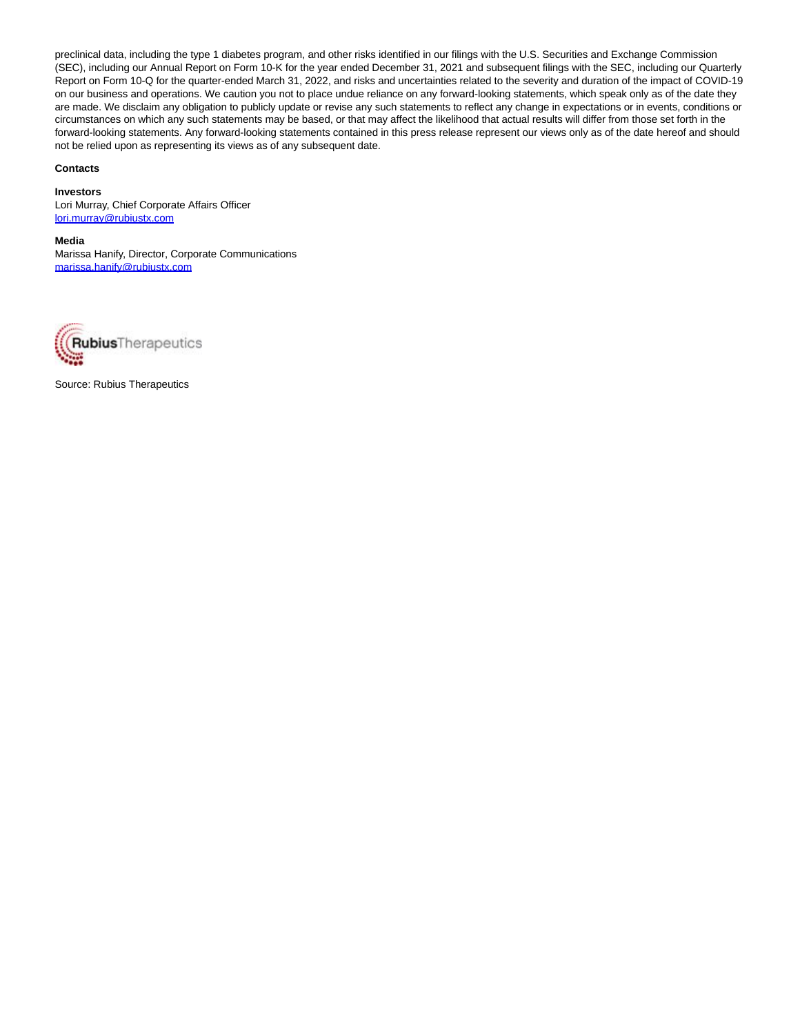preclinical data, including the type 1 diabetes program, and other risks identified in our filings with the U.S. Securities and Exchange Commission (SEC), including our Annual Report on Form 10-K for the year ended December 31, 2021 and subsequent filings with the SEC, including our Quarterly Report on Form 10-Q for the quarter-ended March 31, 2022, and risks and uncertainties related to the severity and duration of the impact of COVID-19 on our business and operations. We caution you not to place undue reliance on any forward-looking statements, which speak only as of the date they are made. We disclaim any obligation to publicly update or revise any such statements to reflect any change in expectations or in events, conditions or circumstances on which any such statements may be based, or that may affect the likelihood that actual results will differ from those set forth in the forward-looking statements. Any forward-looking statements contained in this press release represent our views only as of the date hereof and should not be relied upon as representing its views as of any subsequent date.

**Contacts**

**Investors**
Lori Murray, Chief Corporate Affairs Officer
lori.murray@rubiustx.com

**Media**
Marissa Hanify, Director, Corporate Communications
marissa.hanify@rubiustx.com

RubiusTherapeutics

Source: Rubius Therapeutics